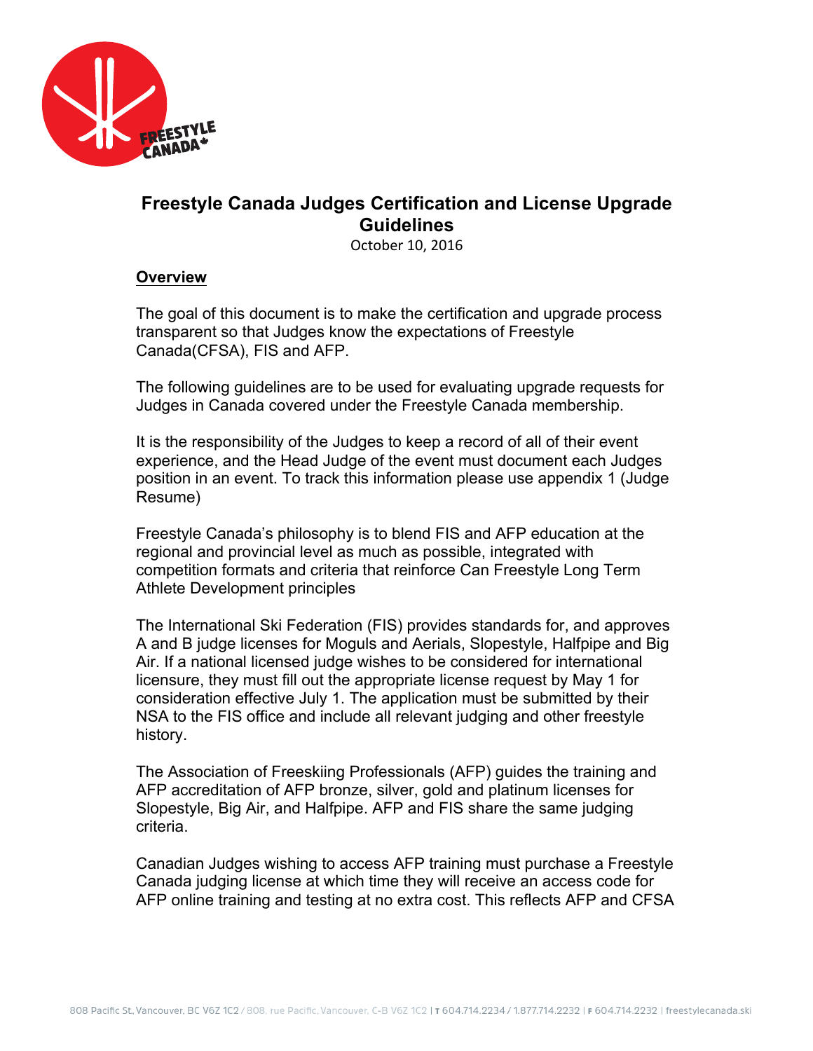# Freestyle Canada Judges Certification and License Upgrade Guidelines

October 10, 2016

## Overview

The goal of this document is to make the certification and upgrade process transparent so that Judges know the expectations of Freestyle Canada(CFSA), FIS and AFP.

The following guidelines are to be used for evaluating upgrade requests for Judges in Canada covered under the Freestyle Canada membership.

It is the responsibility of the Judges to keep a record of all of their event experience, and the Head Judge of the event must document each Judges position in an event. To track this information please use appendix 1 (Judge Resume)

Freestyle Canada's philosophy is to blend FIS and AFP education at the regional and provincial level as much as possible, integrated with competition formats and criteria that reinforce Can Freestyle Long Term Athlete Development principles

The International Ski Federation (FIS) provides standards for, and approves A and B judge licenses for Moguls and Aerials, Slopestyle, Halfpipe and Big Air. If a national licensed judge wishes to be considered for international licensure, they must fill out the appropriate license request by May 1 for consideration effective July 1. The application must be submitted by their NSA to the FIS office and include all relevant judging and other freestyle history.

The Association of Freeskiing Professionals (AFP) guides the training and AFP accreditation of AFP bronze, silver, gold and platinum licenses for Slopestyle, Big Air, and Halfpipe. AFP and FIS share the same judging criteria.

Canadian Judges wishing to access AFP training must purchase a Freestyle Canada judging license at which time they will receive an access code for AFP online training and testing at no extra cost. This reflects AFP and CFSA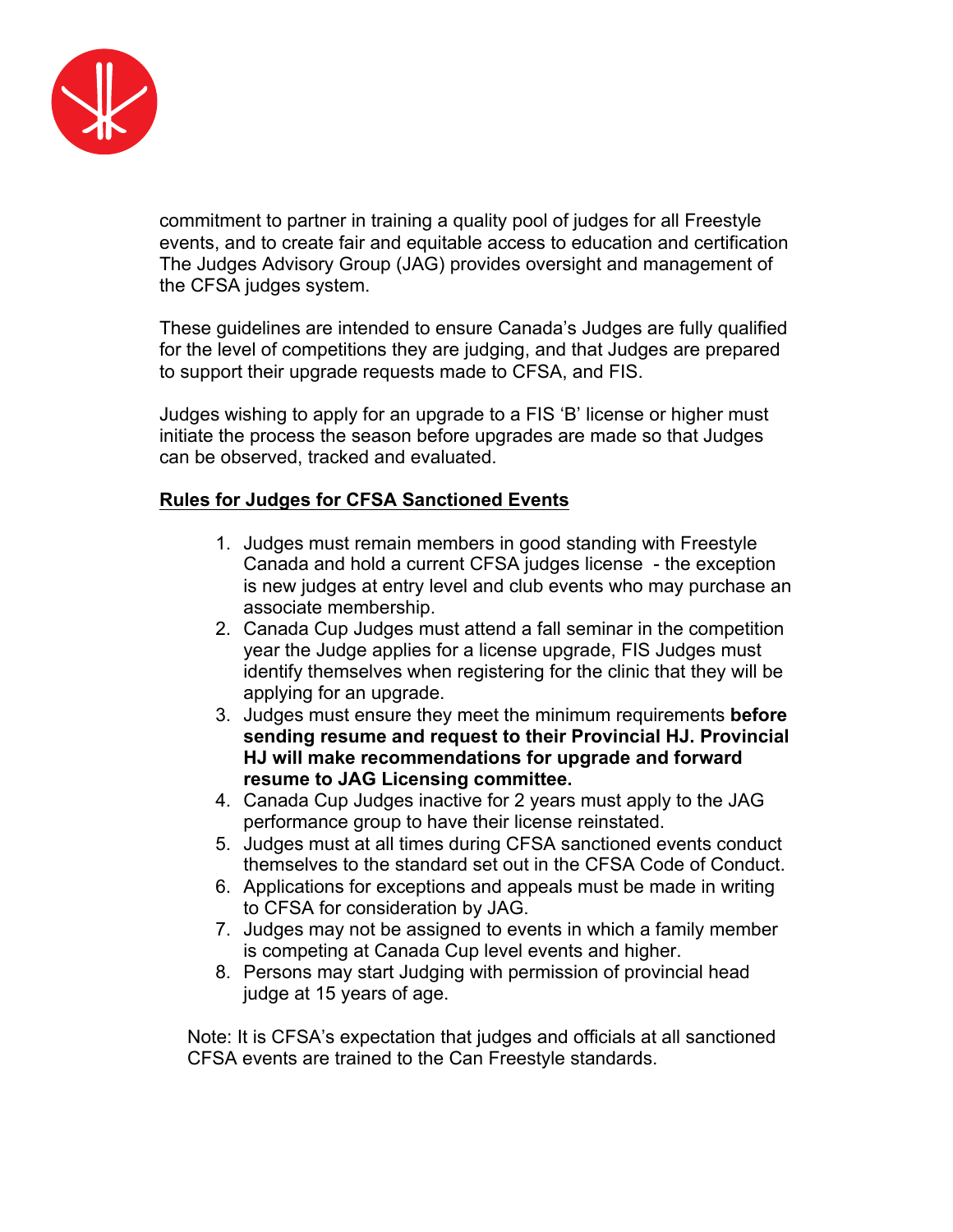commitment to partner in training a quality pool of judges for all Freestyle events, and to create fair and equitable access to education and certification The Judges Advisory Group (JAG) provides oversight and management of the CFSA judges system.

These guidelines are intended to ensure Canada's Judges are fully qualified for the level of competitions they are judging, and that Judges are prepared to support their upgrade requests made to CFSA, and FIS.

Judges wishing to apply for an upgrade to a FIS 'B' license or higher must initiate the process the season before upgrades are made so that Judges can be observed, tracked and evaluated.

**Rules for Judges for CFSA Sanctioned Events**

1. Judges must remain members in good standing with Freestyle Canada and hold a current CFSA judges license - the exception is new judges at entry level and club events who may purchase an associate membership.
2. Canada Cup Judges must attend a fall seminar in the competition year the Judge applies for a license upgrade, FIS Judges must identify themselves when registering for the clinic that they will be applying for an upgrade.
3. Judges must ensure they meet the minimum requirements **before sending resume and request to their Provincial HJ. Provincial HJ will make recommendations for upgrade and forward resume to JAG Licensing committee.**
4. Canada Cup Judges inactive for 2 years must apply to the JAG performance group to have their license reinstated.
5. Judges must at all times during CFSA sanctioned events conduct themselves to the standard set out in the CFSA Code of Conduct.
6. Applications for exceptions and appeals must be made in writing to CFSA for consideration by JAG.
7. Judges may not be assigned to events in which a family member is competing at Canada Cup level events and higher.
8. Persons may start Judging with permission of provincial head judge at 15 years of age.

Note: It is CFSA's expectation that judges and officials at all sanctioned CFSA events are trained to the Can Freestyle standards.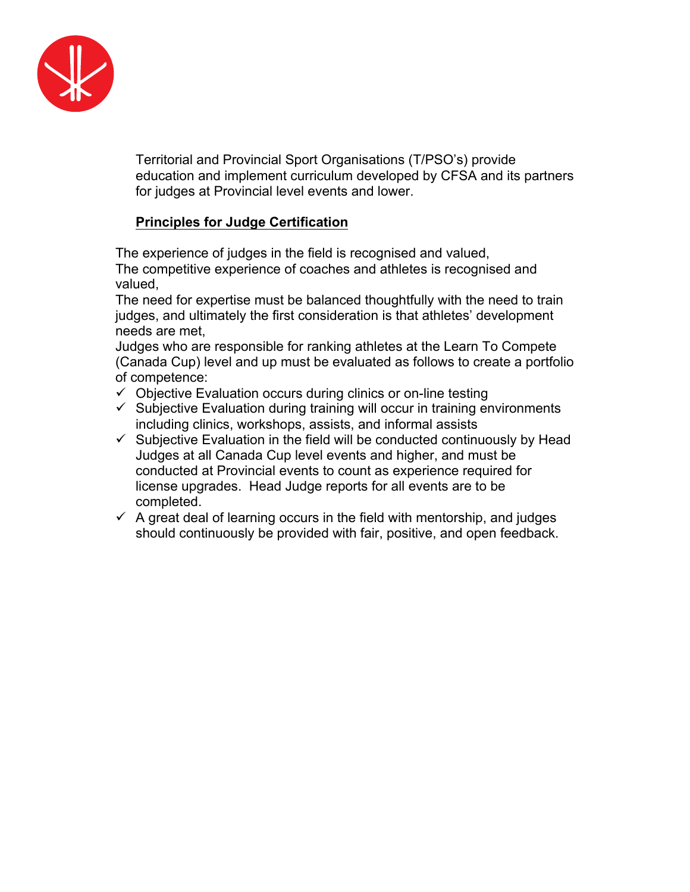Territorial and Provincial Sport Organisations (T/PSO's) provide education and implement curriculum developed by CFSA and its partners for judges at Provincial level events and lower.

**Principles for Judge Certification**

The experience of judges in the field is recognised and valued,
The competitive experience of coaches and athletes is recognised and valued,
The need for expertise must be balanced thoughtfully with the need to train judges, and ultimately the first consideration is that athletes' development needs are met,
Judges who are responsible for ranking athletes at the Learn To Compete (Canada Cup) level and up must be evaluated as follows to create a portfolio of competence:

- ✓ Objective Evaluation occurs during clinics or on-line testing
- ✓ Subjective Evaluation during training will occur in training environments including clinics, workshops, assists, and informal assists
- ✓ Subjective Evaluation in the field will be conducted continuously by Head Judges at all Canada Cup level events and higher, and must be conducted at Provincial events to count as experience required for license upgrades. Head Judge reports for all events are to be completed.
- ✓ A great deal of learning occurs in the field with mentorship, and judges should continuously be provided with fair, positive, and open feedback.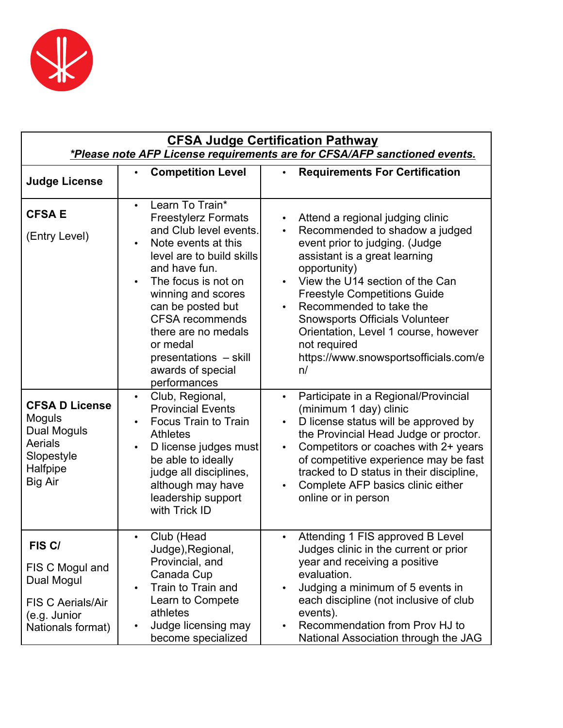## CFSA Judge Certification Pathway

***Please note AFP License requirements are for CFSA/AFP sanctioned events.***

| Judge License | Competition Level | Requirements For Certification |
|---|---|---|
| **CFSA E**<br><br>(Entry Level) | • Learn To Train* Freestylerz Formats and Club level events.<br>• Note events at this level are to build skills and have fun.<br>• The focus is not on winning and scores can be posted but CFSA recommends there are no medals or medal presentations – skill awards of special performances | • Attend a regional judging clinic<br>• Recommended to shadow a judged event prior to judging. (Judge assistant is a great learning opportunity)<br>• View the U14 section of the Can Freestyle Competitions Guide<br>• Recommended to take the Snowsports Officials Volunteer Orientation, Level 1 course, however not required https://www.snowsportsofficials.com/en/ |
| **CFSA D License**<br>Moguls<br>Dual Moguls<br>Aerials<br>Slopestyle<br>Halfpipe<br>Big Air | • Club, Regional, Provincial Events<br>• Focus Train to Train Athletes<br>• D license judges must be able to ideally judge all disciplines, although may have leadership support with Trick ID | • Participate in a Regional/Provincial (minimum 1 day) clinic<br>• D license status will be approved by the Provincial Head Judge or proctor.<br>• Competitors or coaches with 2+ years of competitive experience may be fast tracked to D status in their discipline,<br>• Complete AFP basics clinic either online or in person |
| **FIS C/**<br><br>FIS C Mogul and Dual Mogul<br><br>FIS C Aerials/Air (e.g. Junior Nationals format) | • Club (Head Judge),Regional, Provincial, and Canada Cup<br>• Train to Train and Learn to Compete athletes<br>• Judge licensing may become specialized | • Attending 1 FIS approved B Level Judges clinic in the current or prior year and receiving a positive evaluation.<br>• Judging a minimum of 5 events in each discipline (not inclusive of club events).<br>• Recommendation from Prov HJ to National Association through the JAG |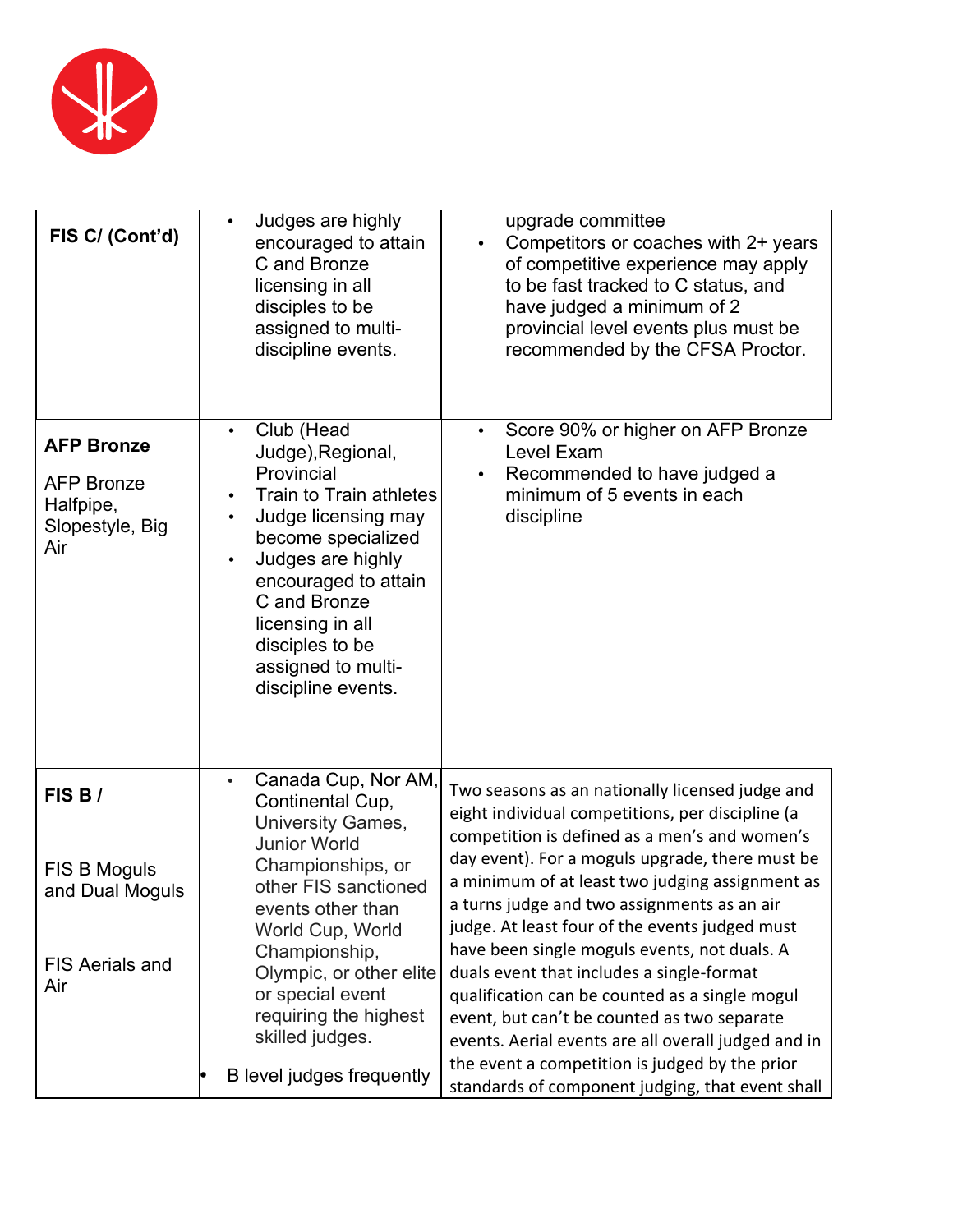| | | |
|---|---|---|
| **FIS C/ (Cont'd)** | • Judges are highly encouraged to attain C and Bronze licensing in all disciples to be assigned to multi-discipline events. | upgrade committee<br>• Competitors or coaches with 2+ years of competitive experience may apply to be fast tracked to C status, and have judged a minimum of 2 provincial level events plus must be recommended by the CFSA Proctor. |
| **AFP Bronze**<br><br>AFP Bronze Halfpipe, Slopestyle, Big Air | • Club (Head Judge),Regional, Provincial<br>• Train to Train athletes<br>• Judge licensing may become specialized<br>• Judges are highly encouraged to attain C and Bronze licensing in all disciples to be assigned to multi-discipline events. | • Score 90% or higher on AFP Bronze Level Exam<br>• Recommended to have judged a minimum of 5 events in each discipline |
| **FIS B /**<br><br>FIS B Moguls and Dual Moguls<br><br>FIS Aerials and Air | • Canada Cup, Nor AM, Continental Cup, University Games, Junior World Championships, or other FIS sanctioned events other than World Cup, World Championship, Olympic, or other elite or special event requiring the highest skilled judges.<br>• B level judges frequently | Two seasons as an nationally licensed judge and eight individual competitions, per discipline (a competition is defined as a men's and women's day event). For a moguls upgrade, there must be a minimum of at least two judging assignment as a turns judge and two assignments as an air judge. At least four of the events judged must have been single moguls events, not duals. A duals event that includes a single-format qualification can be counted as a single mogul event, but can't be counted as two separate events. Aerial events are all overall judged and in the event a competition is judged by the prior standards of component judging, that event shall |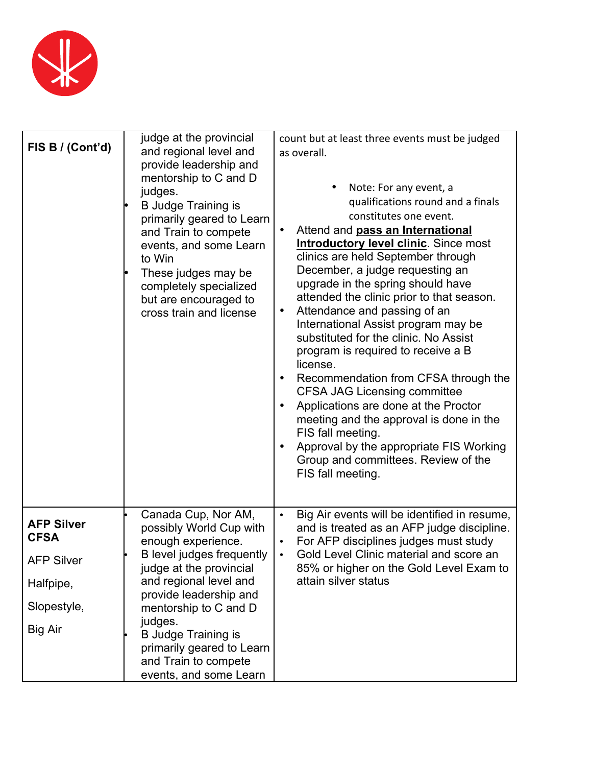| | | |
|---|---|---|
| **FIS B / (Cont'd)** | judge at the provincial and regional level and provide leadership and mentorship to C and D judges.<br>• B Judge Training is primarily geared to Learn and Train to compete events, and some Learn to Win<br>• These judges may be completely specialized but are encouraged to cross train and license | count but at least three events must be judged as overall.<br>• Note: For any event, a qualifications round and a finals constitutes one event.<br>• Attend and **pass an International Introductory level clinic**. Since most clinics are held September through December, a judge requesting an upgrade in the spring should have attended the clinic prior to that season.<br>• Attendance and passing of an International Assist program may be substituted for the clinic. No Assist program is required to receive a B license.<br>• Recommendation from CFSA through the CFSA JAG Licensing committee<br>• Applications are done at the Proctor meeting and the approval is done in the FIS fall meeting.<br>• Approval by the appropriate FIS Working Group and committees. Review of the FIS fall meeting. |
| **AFP Silver CFSA**<br>AFP Silver<br>Halfpipe,<br>Slopestyle,<br>Big Air | • Canada Cup, Nor AM, possibly World Cup with enough experience.<br>• B level judges frequently judge at the provincial and regional level and provide leadership and mentorship to C and D judges.<br>• B Judge Training is primarily geared to Learn and Train to compete events, and some Learn | • Big Air events will be identified in resume, and is treated as an AFP judge discipline.<br>• For AFP disciplines judges must study<br>• Gold Level Clinic material and score an 85% or higher on the Gold Level Exam to attain silver status |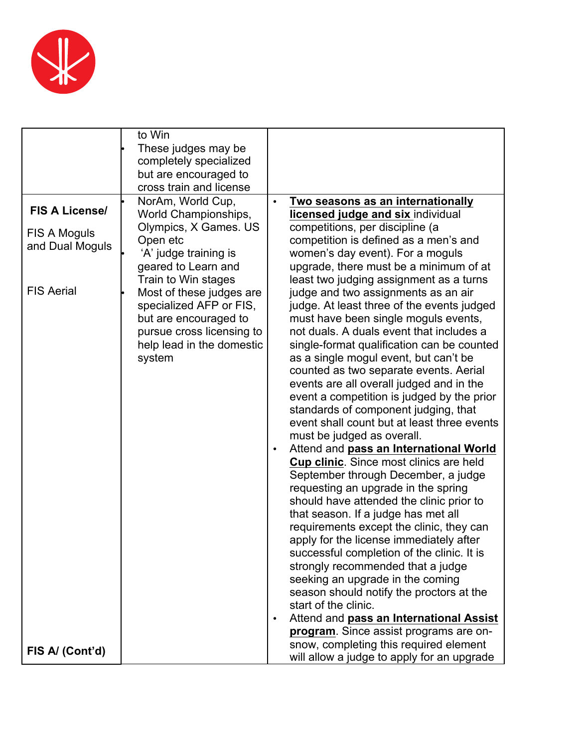| | | |
|---|---|---|
| | to Win<br>• These judges may be completely specialized but are encouraged to cross train and license | |
| **FIS A License/**<br><br>FIS A Moguls and Dual Moguls<br><br>FIS Aerial<br><br>**FIS A/ (Cont'd)** | • NorAm, World Cup, World Championships, Olympics, X Games. US Open etc<br>• 'A' judge training is geared to Learn and Train to Win stages<br>• Most of these judges are specialized AFP or FIS, but are encouraged to pursue cross licensing to help lead in the domestic system | • **Two seasons as an internationally licensed judge and six** individual competitions, per discipline (a competition is defined as a men's and women's day event). For a moguls upgrade, there must be a minimum of at least two judging assignment as a turns judge and two assignments as an air judge. At least three of the events judged must have been single moguls events, not duals. A duals event that includes a single-format qualification can be counted as a single mogul event, but can't be counted as two separate events. Aerial events are all overall judged and in the event a competition is judged by the prior standards of component judging, that event shall count but at least three events must be judged as overall.<br>• Attend and **pass an International World Cup clinic**. Since most clinics are held September through December, a judge requesting an upgrade in the spring should have attended the clinic prior to that season. If a judge has met all requirements except the clinic, they can apply for the license immediately after successful completion of the clinic. It is strongly recommended that a judge seeking an upgrade in the coming season should notify the proctors at the start of the clinic.<br>• Attend and **pass an International Assist program**. Since assist programs are on-snow, completing this required element will allow a judge to apply for an upgrade |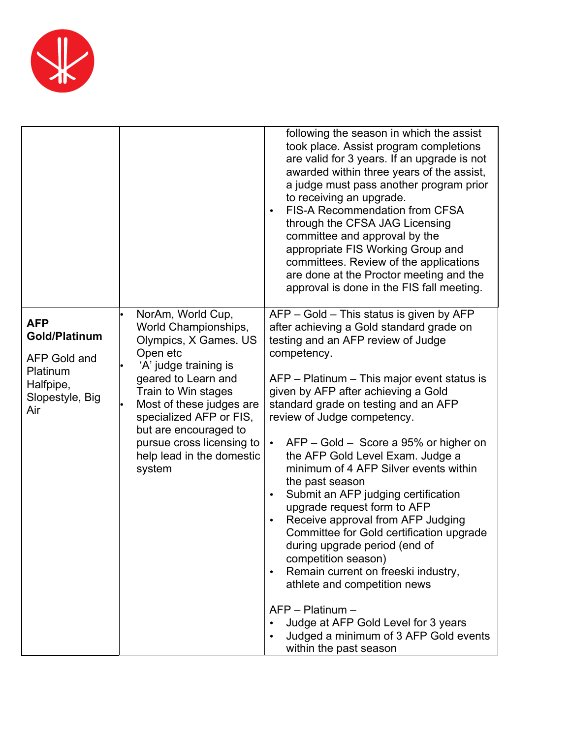| | | |
|---|---|---|
| | | following the season in which the assist took place. Assist program completions are valid for 3 years. If an upgrade is not awarded within three years of the assist, a judge must pass another program prior to receiving an upgrade.<br>• FIS-A Recommendation from CFSA through the CFSA JAG Licensing committee and approval by the appropriate FIS Working Group and committees. Review of the applications are done at the Proctor meeting and the approval is done in the FIS fall meeting. |
| **AFP Gold/Platinum**<br><br>AFP Gold and Platinum Halfpipe, Slopestyle, Big Air | • NorAm, World Cup, World Championships, Olympics, X Games. US Open etc<br>• 'A' judge training is geared to Learn and Train to Win stages<br>• Most of these judges are specialized AFP or FIS, but are encouraged to pursue cross licensing to help lead in the domestic system | AFP – Gold – This status is given by AFP after achieving a Gold standard grade on testing and an AFP review of Judge competency.<br><br>AFP – Platinum – This major event status is given by AFP after achieving a Gold standard grade on testing and an AFP review of Judge competency.<br><br>• AFP – Gold – Score a 95% or higher on the AFP Gold Level Exam. Judge a minimum of 4 AFP Silver events within the past season<br>• Submit an AFP judging certification upgrade request form to AFP<br>• Receive approval from AFP Judging Committee for Gold certification upgrade during upgrade period (end of competition season)<br>• Remain current on freeski industry, athlete and competition news<br><br>AFP – Platinum –<br>• Judge at AFP Gold Level for 3 years<br>• Judged a minimum of 3 AFP Gold events within the past season |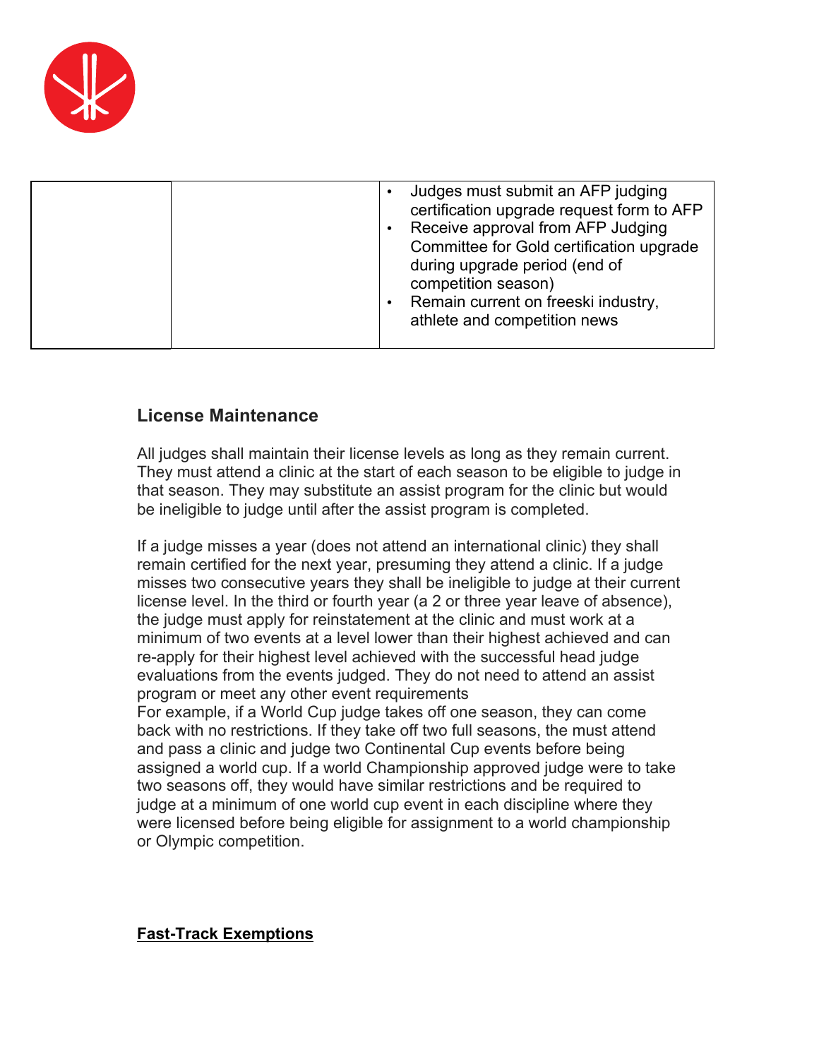| | | |
|---|---|---|
| | | • Judges must submit an AFP judging certification upgrade request form to AFP<br>• Receive approval from AFP Judging Committee for Gold certification upgrade during upgrade period (end of competition season)<br>• Remain current on freeski industry, athlete and competition news |

## License Maintenance

All judges shall maintain their license levels as long as they remain current. They must attend a clinic at the start of each season to be eligible to judge in that season. They may substitute an assist program for the clinic but would be ineligible to judge until after the assist program is completed.

If a judge misses a year (does not attend an international clinic) they shall remain certified for the next year, presuming they attend a clinic. If a judge misses two consecutive years they shall be ineligible to judge at their current license level. In the third or fourth year (a 2 or three year leave of absence), the judge must apply for reinstatement at the clinic and must work at a minimum of two events at a level lower than their highest achieved and can re-apply for their highest level achieved with the successful head judge evaluations from the events judged. They do not need to attend an assist program or meet any other event requirements
For example, if a World Cup judge takes off one season, they can come back with no restrictions. If they take off two full seasons, the must attend and pass a clinic and judge two Continental Cup events before being assigned a world cup. If a world Championship approved judge were to take two seasons off, they would have similar restrictions and be required to judge at a minimum of one world cup event in each discipline where they were licensed before being eligible for assignment to a world championship or Olympic competition.

## Fast-Track Exemptions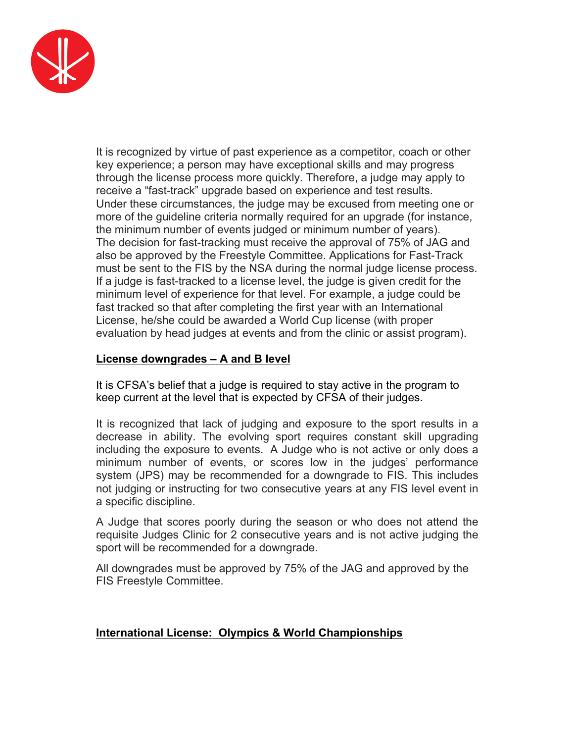It is recognized by virtue of past experience as a competitor, coach or other key experience; a person may have exceptional skills and may progress through the license process more quickly. Therefore, a judge may apply to receive a “fast-track” upgrade based on experience and test results. Under these circumstances, the judge may be excused from meeting one or more of the guideline criteria normally required for an upgrade (for instance, the minimum number of events judged or minimum number of years). The decision for fast-tracking must receive the approval of 75% of JAG and also be approved by the Freestyle Committee. Applications for Fast-Track must be sent to the FIS by the NSA during the normal judge license process. If a judge is fast-tracked to a license level, the judge is given credit for the minimum level of experience for that level. For example, a judge could be fast tracked so that after completing the first year with an International License, he/she could be awarded a World Cup license (with proper evaluation by head judges at events and from the clinic or assist program).

**License downgrades – A and B level**

It is CFSA’s belief that a judge is required to stay active in the program to keep current at the level that is expected by CFSA of their judges.

It is recognized that lack of judging and exposure to the sport results in a decrease in ability. The evolving sport requires constant skill upgrading including the exposure to events. A Judge who is not active or only does a minimum number of events, or scores low in the judges’ performance system (JPS) may be recommended for a downgrade to FIS. This includes not judging or instructing for two consecutive years at any FIS level event in a specific discipline.

A Judge that scores poorly during the season or who does not attend the requisite Judges Clinic for 2 consecutive years and is not active judging the sport will be recommended for a downgrade.

All downgrades must be approved by 75% of the JAG and approved by the FIS Freestyle Committee.

**International License: Olympics & World Championships**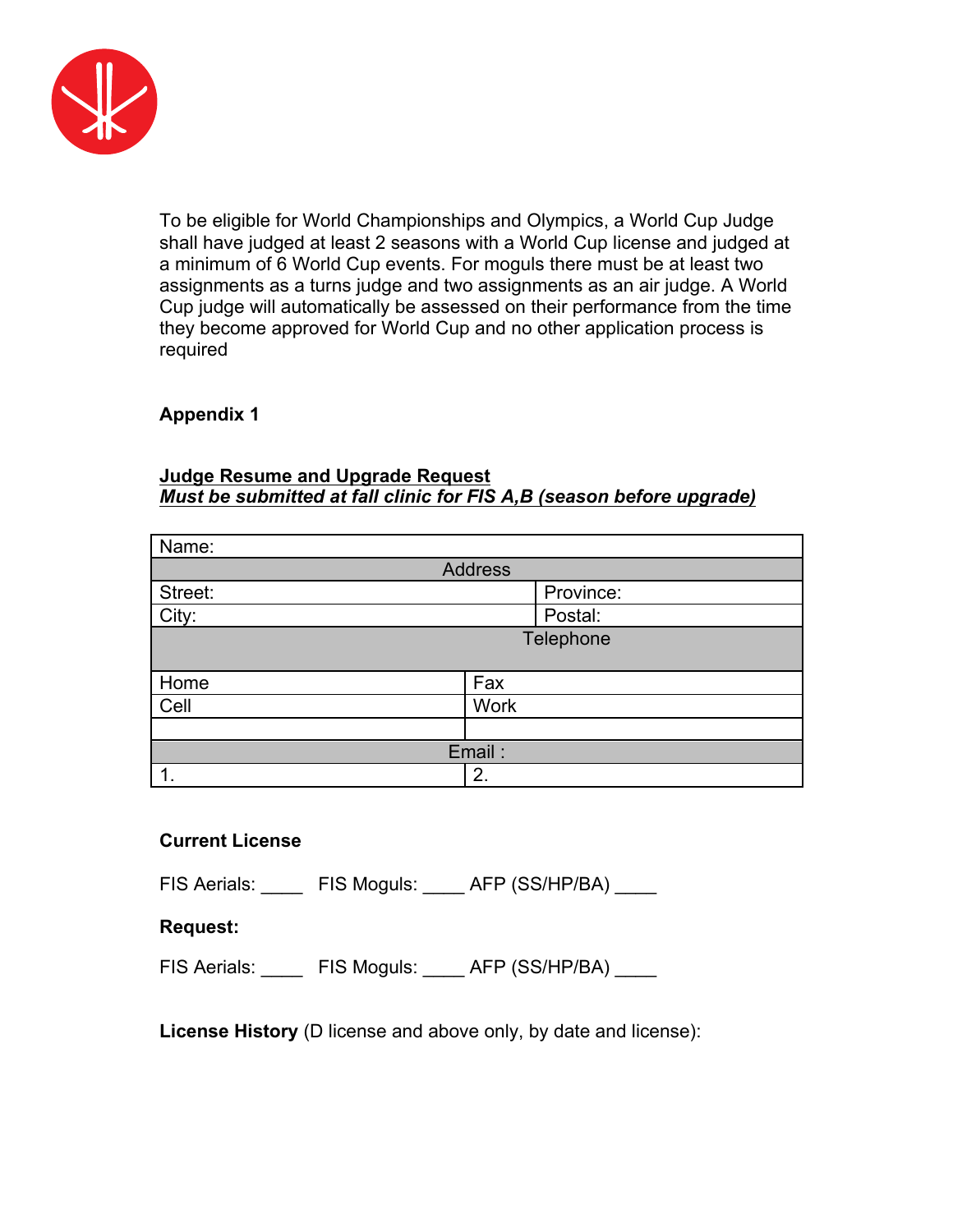To be eligible for World Championships and Olympics, a World Cup Judge shall have judged at least 2 seasons with a World Cup license and judged at a minimum of 6 World Cup events. For moguls there must be at least two assignments as a turns judge and two assignments as an air judge. A World Cup judge will automatically be assessed on their performance from the time they become approved for World Cup and no other application process is required

**Appendix 1**

**Judge Resume and Upgrade Request**
***Must be submitted at fall clinic for FIS A,B (season before upgrade)***

| Name: | |
|---|---|
| **Address** | |
| Street: | Province: |
| City: | Postal: |
| **Telephone** | |
| Home | Fax |
| Cell | Work |
| | |
| **Email :** | |
| 1. | 2. |

**Current License**

FIS Aerials: ____ FIS Moguls: ____ AFP (SS/HP/BA) ____

**Request:**

FIS Aerials: ____ FIS Moguls: ____ AFP (SS/HP/BA) ____

**License History** (D license and above only, by date and license):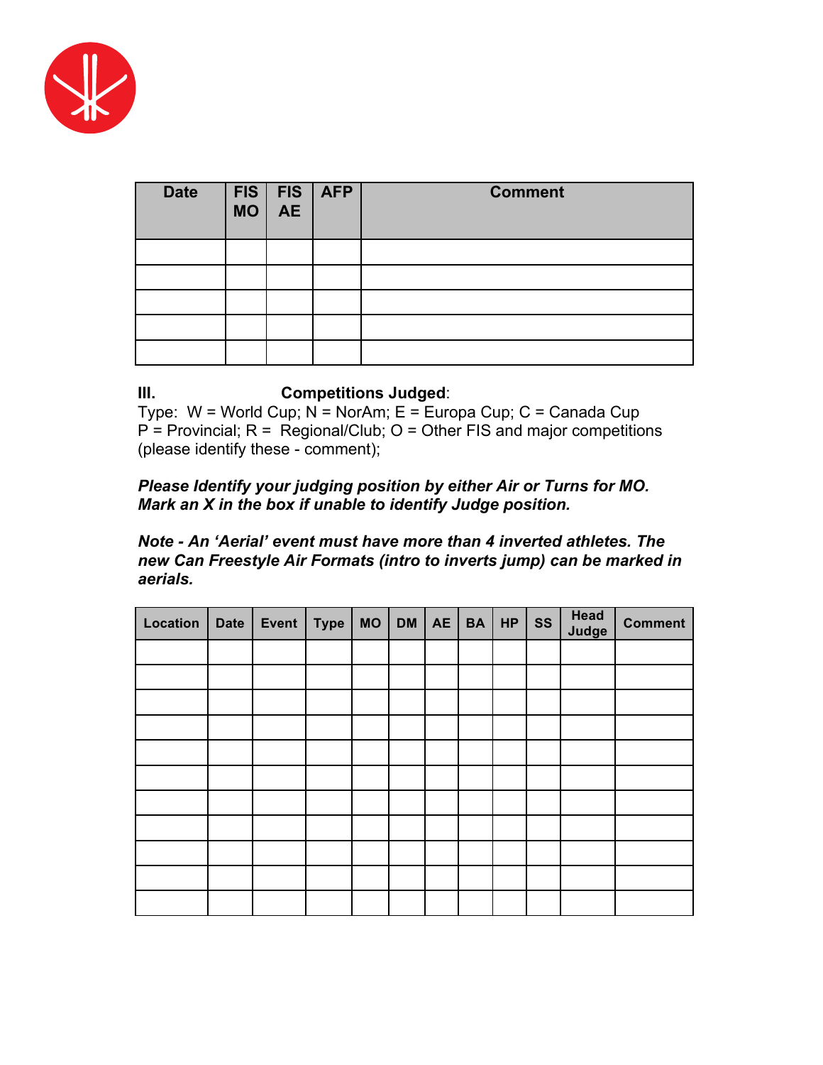| Date | FIS MO | FIS AE | AFP | Comment |
|---|---|---|---|---|
| | | | | |
| | | | | |
| | | | | |
| | | | | |
| | | | | |

**III. Competitions Judged**:
Type: W = World Cup; N = NorAm; E = Europa Cup; C = Canada Cup
P = Provincial; R = Regional/Club; O = Other FIS and major competitions (please identify these - comment);

***Please Identify your judging position by either Air or Turns for MO. Mark an X in the box if unable to identify Judge position.***

***Note - An 'Aerial' event must have more than 4 inverted athletes. The new Can Freestyle Air Formats (intro to inverts jump) can be marked in aerials.***

| Location | Date | Event | Type | MO | DM | AE | BA | HP | SS | Head Judge | Comment |
|---|---|---|---|---|---|---|---|---|---|---|---|
| | | | | | | | | | | | |
| | | | | | | | | | | | |
| | | | | | | | | | | | |
| | | | | | | | | | | | |
| | | | | | | | | | | | |
| | | | | | | | | | | | |
| | | | | | | | | | | | |
| | | | | | | | | | | | |
| | | | | | | | | | | | |
| | | | | | | | | | | | |
| | | | | | | | | | | | |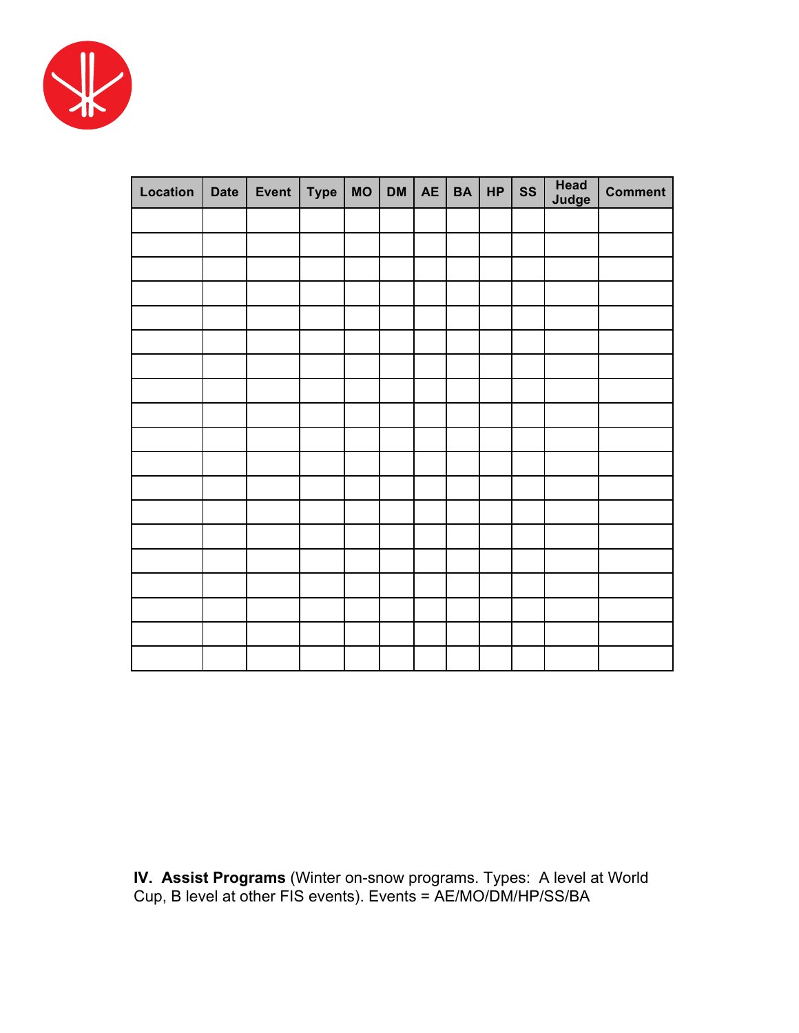| Location | Date | Event | Type | MO | DM | AE | BA | HP | SS | Head Judge | Comment |
|---|---|---|---|---|---|---|---|---|---|---|---|
| | | | | | | | | | | | |
| | | | | | | | | | | | |
| | | | | | | | | | | | |
| | | | | | | | | | | | |
| | | | | | | | | | | | |
| | | | | | | | | | | | |
| | | | | | | | | | | | |
| | | | | | | | | | | | |
| | | | | | | | | | | | |
| | | | | | | | | | | | |
| | | | | | | | | | | | |
| | | | | | | | | | | | |
| | | | | | | | | | | | |
| | | | | | | | | | | | |
| | | | | | | | | | | | |
| | | | | | | | | | | | |
| | | | | | | | | | | | |
| | | | | | | | | | | | |
| | | | | | | | | | | | |

**IV. Assist Programs** (Winter on-snow programs. Types: A level at World Cup, B level at other FIS events). Events = AE/MO/DM/HP/SS/BA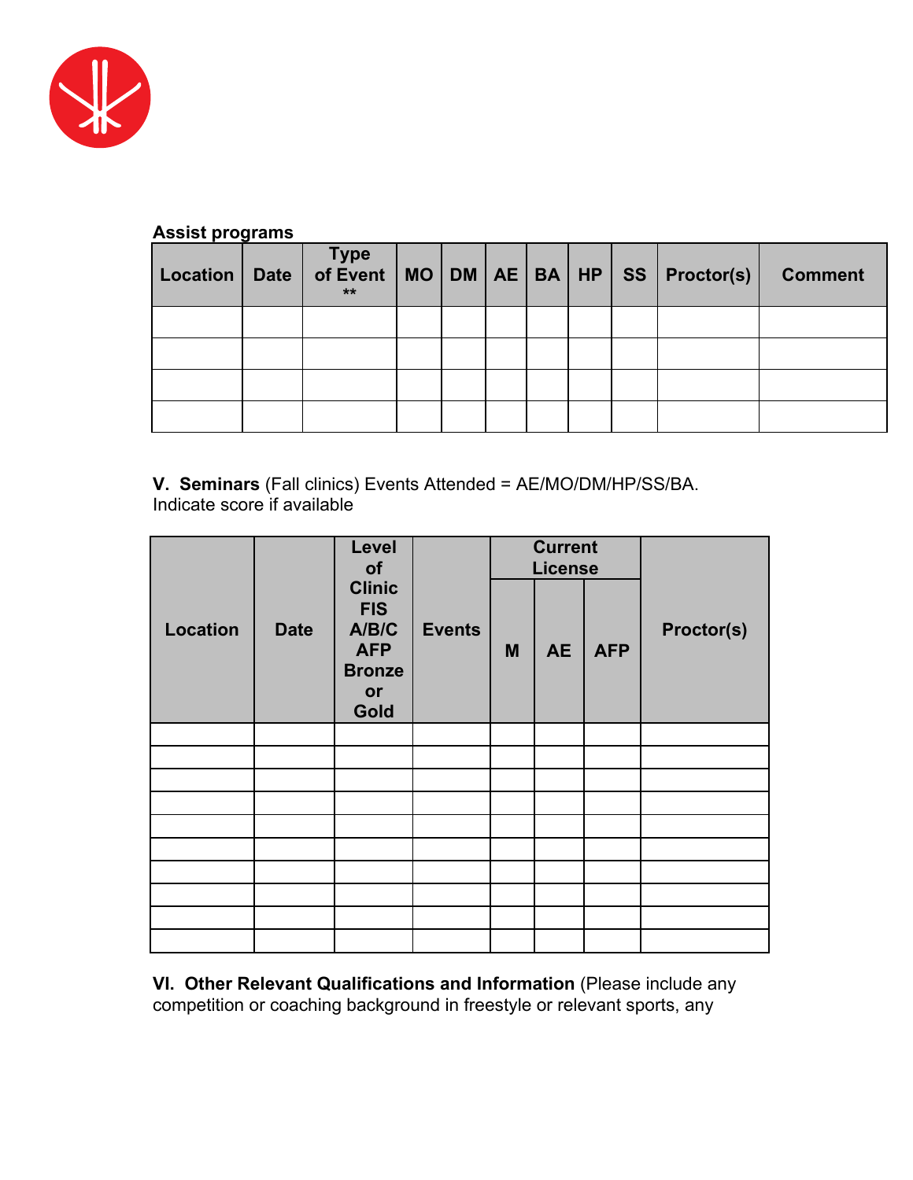**Assist programs**

| Location | Date | Type of Event ** | MO | DM | AE | BA | HP | SS | Proctor(s) | Comment |
|---|---|---|---|---|---|---|---|---|---|---|
| | | | | | | | | | | |
| | | | | | | | | | | |
| | | | | | | | | | | |
| | | | | | | | | | | |

**V. Seminars** (Fall clinics) Events Attended = AE/MO/DM/HP/SS/BA.
Indicate score if available

| Location | Date | Level of Clinic FIS A/B/C AFP Bronze or Gold | Events | Current License | | | Proctor(s) |
|---|---|---|---|---|---|---|---|
| | | | | M | AE | AFP | |
| | | | | | | | |
| | | | | | | | |
| | | | | | | | |
| | | | | | | | |
| | | | | | | | |
| | | | | | | | |
| | | | | | | | |
| | | | | | | | |
| | | | | | | | |
| | | | | | | | |

**VI. Other Relevant Qualifications and Information** (Please include any competition or coaching background in freestyle or relevant sports, any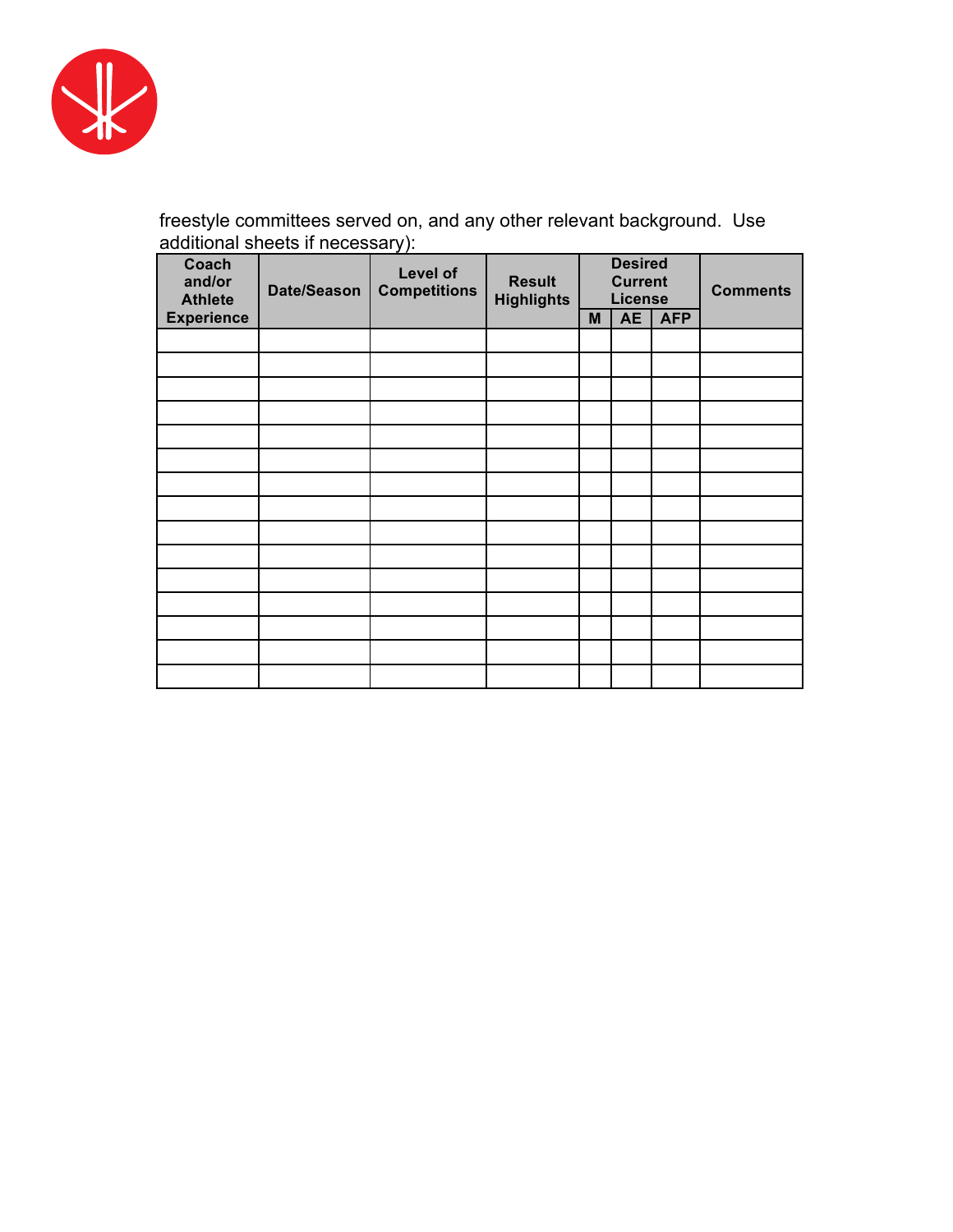freestyle committees served on, and any other relevant background. Use additional sheets if necessary):

| Coach and/or Athlete Experience | Date/Season | Level of Competitions | Result Highlights | Desired Current License | | | Comments |
|---|---|---|---|---|---|---|---|
| | | | | M | AE | AFP | |
| | | | | | | | |
| | | | | | | | |
| | | | | | | | |
| | | | | | | | |
| | | | | | | | |
| | | | | | | | |
| | | | | | | | |
| | | | | | | | |
| | | | | | | | |
| | | | | | | | |
| | | | | | | | |
| | | | | | | | |
| | | | | | | | |
| | | | | | | | |
| | | | | | | | |